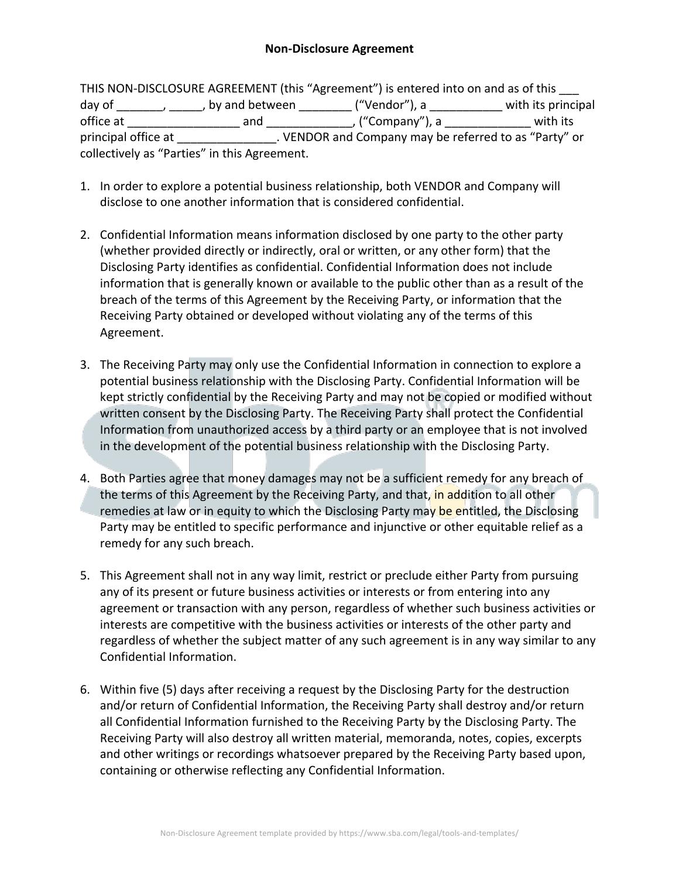# Non-Disclosure Agreement

THIS NON-DISCLOSURE AGREEMENT (this "Agreement") is entered into on and as of this ___ day of _______, _____, by and between ________ ("Vendor"), a ___________ with its principal office at _________________ and _____________, ("Company"), a _____________ with its principal office at _______________. VENDOR and Company may be referred to as "Party" or collectively as "Parties" in this Agreement.

1. In order to explore a potential business relationship, both VENDOR and Company will disclose to one another information that is considered confidential.

2. Confidential Information means information disclosed by one party to the other party (whether provided directly or indirectly, oral or written, or any other form) that the Disclosing Party identifies as confidential. Confidential Information does not include information that is generally known or available to the public other than as a result of the breach of the terms of this Agreement by the Receiving Party, or information that the Receiving Party obtained or developed without violating any of the terms of this Agreement.

3. The Receiving Party may only use the Confidential Information in connection to explore a potential business relationship with the Disclosing Party. Confidential Information will be kept strictly confidential by the Receiving Party and may not be copied or modified without written consent by the Disclosing Party. The Receiving Party shall protect the Confidential Information from unauthorized access by a third party or an employee that is not involved in the development of the potential business relationship with the Disclosing Party.

4. Both Parties agree that money damages may not be a sufficient remedy for any breach of the terms of this Agreement by the Receiving Party, and that, in addition to all other remedies at law or in equity to which the Disclosing Party may be entitled, the Disclosing Party may be entitled to specific performance and injunctive or other equitable relief as a remedy for any such breach.

5. This Agreement shall not in any way limit, restrict or preclude either Party from pursuing any of its present or future business activities or interests or from entering into any agreement or transaction with any person, regardless of whether such business activities or interests are competitive with the business activities or interests of the other party and regardless of whether the subject matter of any such agreement is in any way similar to any Confidential Information.

6. Within five (5) days after receiving a request by the Disclosing Party for the destruction and/or return of Confidential Information, the Receiving Party shall destroy and/or return all Confidential Information furnished to the Receiving Party by the Disclosing Party. The Receiving Party will also destroy all written material, memoranda, notes, copies, excerpts and other writings or recordings whatsoever prepared by the Receiving Party based upon, containing or otherwise reflecting any Confidential Information.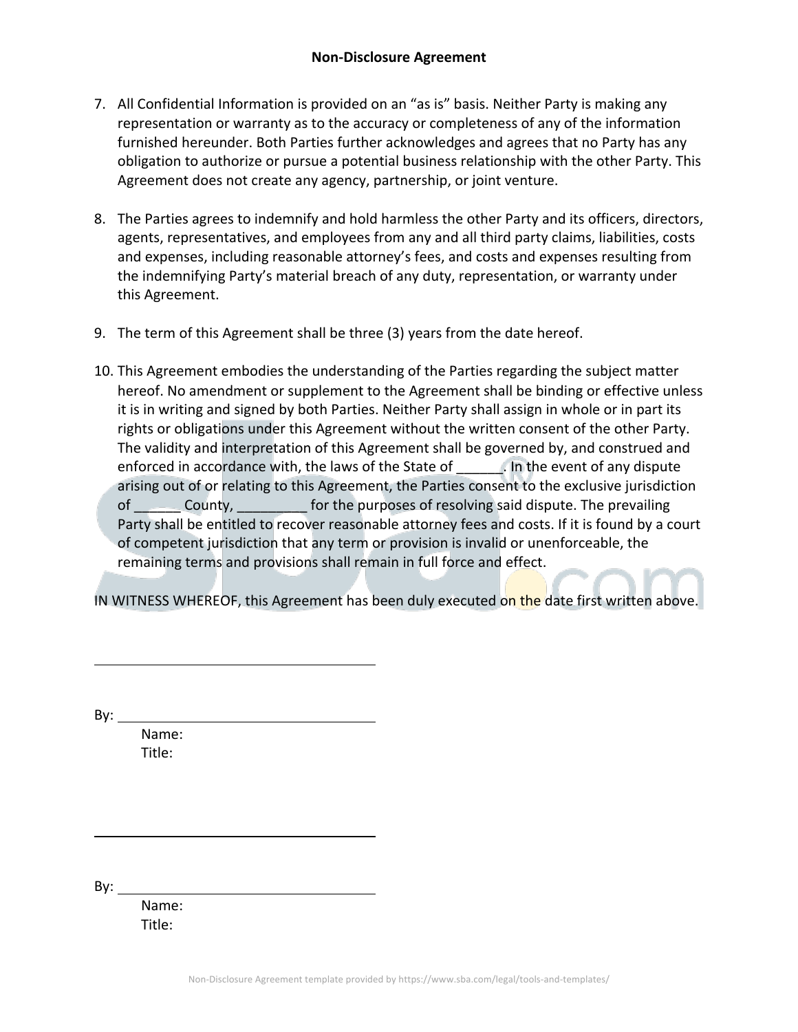**Non-Disclosure Agreement**

7. All Confidential Information is provided on an "as is" basis. Neither Party is making any representation or warranty as to the accuracy or completeness of any of the information furnished hereunder. Both Parties further acknowledges and agrees that no Party has any obligation to authorize or pursue a potential business relationship with the other Party. This Agreement does not create any agency, partnership, or joint venture.

8. The Parties agrees to indemnify and hold harmless the other Party and its officers, directors, agents, representatives, and employees from any and all third party claims, liabilities, costs and expenses, including reasonable attorney's fees, and costs and expenses resulting from the indemnifying Party's material breach of any duty, representation, or warranty under this Agreement.

9. The term of this Agreement shall be three (3) years from the date hereof.

10. This Agreement embodies the understanding of the Parties regarding the subject matter hereof. No amendment or supplement to the Agreement shall be binding or effective unless it is in writing and signed by both Parties. Neither Party shall assign in whole or in part its rights or obligations under this Agreement without the written consent of the other Party. The validity and interpretation of this Agreement shall be governed by, and construed and enforced in accordance with, the laws of the State of ______. In the event of any dispute arising out of or relating to this Agreement, the Parties consent to the exclusive jurisdiction of ______ County, _________ for the purposes of resolving said dispute. The prevailing Party shall be entitled to recover reasonable attorney fees and costs. If it is found by a court of competent jurisdiction that any term or provision is invalid or unenforceable, the remaining terms and provisions shall remain in full force and effect.

IN WITNESS WHEREOF, this Agreement has been duly executed on the date first written above.

______________________________

By: ______________________________
Name:
Title:

______________________________

By: ______________________________
Name:
Title:

Non-Disclosure Agreement template provided by https://www.sba.com/legal/tools-and-templates/